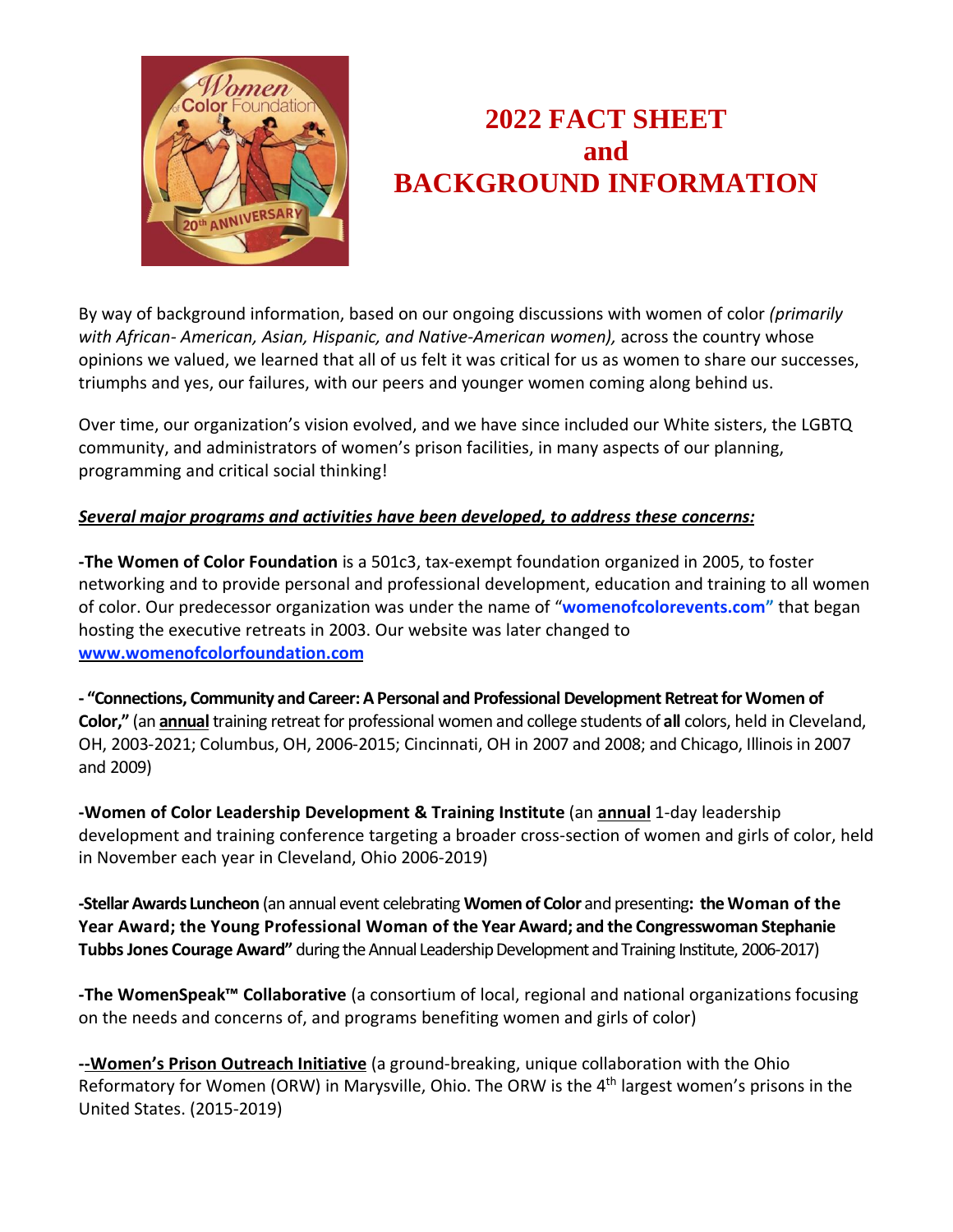# 2022 FACT SHEET and BACKGROUND INFORMATION

By way of background information, based on our ongoing discussions with women of color *(primarily with African- American, Asian, Hispanic, and Native-American women),* across the country whose opinions we valued, we learned that all of us felt it was critical for us as women to share our successes, triumphs and yes, our failures, with our peers and younger women coming along behind us.

Over time, our organization's vision evolved, and we have since included our White sisters, the LGBTQ community, and administrators of women's prison facilities, in many aspects of our planning, programming and critical social thinking!

***Several major programs and activities have been developed, to address these concerns:***

**-The Women of Color Foundation** is a 501c3, tax-exempt foundation organized in 2005, to foster networking and to provide personal and professional development, education and training to all women of color. Our predecessor organization was under the name of "**womenofcolorevents.com"** that began hosting the executive retreats in 2003. Our website was later changed to **www.womenofcolorfoundation.com**

**- "Connections, Community and Career: A Personal and Professional Development Retreat for Women of Color,"** (an **annual** training retreat for professional women and college students of **all** colors, held in Cleveland, OH, 2003-2021; Columbus, OH, 2006-2015; Cincinnati, OH in 2007 and 2008; and Chicago, Illinois in 2007 and 2009)

**-Women of Color Leadership Development & Training Institute** (an **annual** 1-day leadership development and training conference targeting a broader cross-section of women and girls of color, held in November each year in Cleveland, Ohio 2006-2019)

**-Stellar Awards Luncheon** (an annual event celebrating **Women of Color** and presenting**: the Woman of the Year Award; the Young Professional Woman of the Year Award; and the Congresswoman Stephanie Tubbs Jones Courage Award"** during the Annual Leadership Development and Training Institute, 2006-2017)

**-The WomenSpeak™ Collaborative** (a consortium of local, regional and national organizations focusing on the needs and concerns of, and programs benefiting women and girls of color)

**--Women's Prison Outreach Initiative** (a ground-breaking, unique collaboration with the Ohio Reformatory for Women (ORW) in Marysville, Ohio. The ORW is the 4th largest women's prisons in the United States. (2015-2019)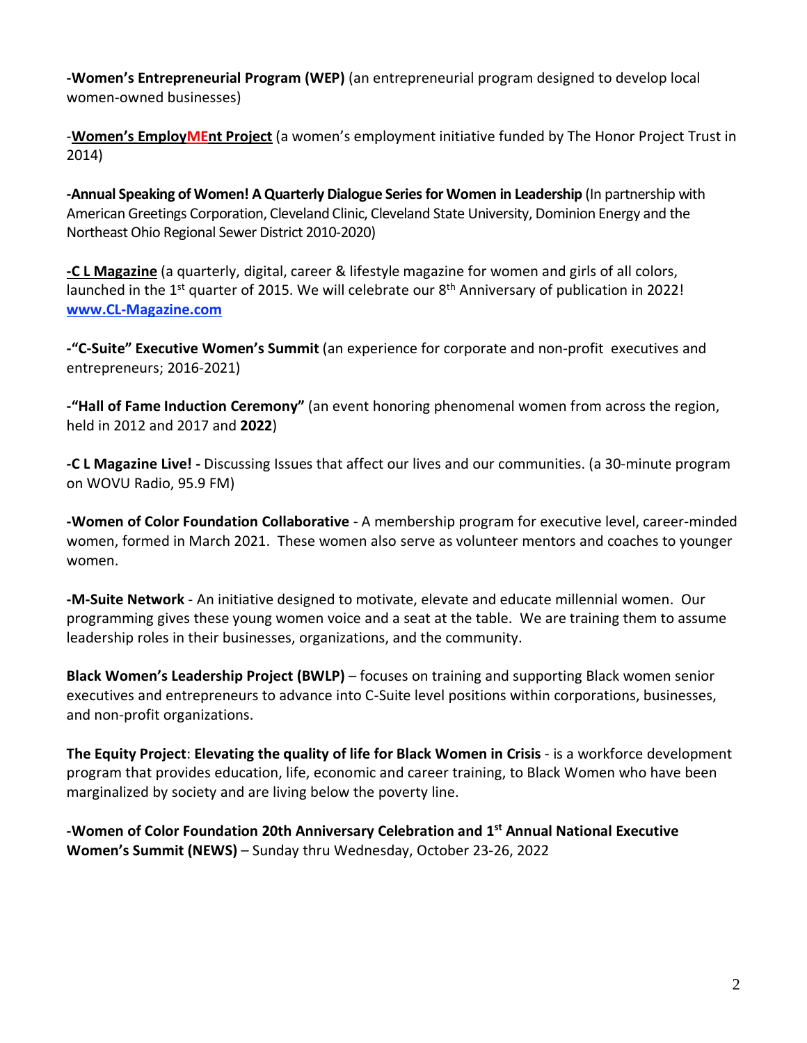**-Women's Entrepreneurial Program (WEP)** (an entrepreneurial program designed to develop local women-owned businesses)

-**Women's EmployMEnt Project** (a women's employment initiative funded by The Honor Project Trust in 2014)

**-Annual Speaking of Women! A Quarterly Dialogue Series for Women in Leadership** (In partnership with American Greetings Corporation, Cleveland Clinic, Cleveland State University, Dominion Energy and the Northeast Ohio Regional Sewer District 2010-2020)

**-C L Magazine** (a quarterly, digital, career & lifestyle magazine for women and girls of all colors, launched in the 1st quarter of 2015. We will celebrate our 8th Anniversary of publication in 2022! **www.CL-Magazine.com**

**-"C-Suite" Executive Women's Summit** (an experience for corporate and non-profit executives and entrepreneurs; 2016-2021)

**-"Hall of Fame Induction Ceremony"** (an event honoring phenomenal women from across the region, held in 2012 and 2017 and **2022**)

**-C L Magazine Live! -** Discussing Issues that affect our lives and our communities. (a 30-minute program on WOVU Radio, 95.9 FM)

**-Women of Color Foundation Collaborative** - A membership program for executive level, career-minded women, formed in March 2021. These women also serve as volunteer mentors and coaches to younger women.

**-M-Suite Network** - An initiative designed to motivate, elevate and educate millennial women. Our programming gives these young women voice and a seat at the table. We are training them to assume leadership roles in their businesses, organizations, and the community.

**Black Women's Leadership Project (BWLP)** – focuses on training and supporting Black women senior executives and entrepreneurs to advance into C-Suite level positions within corporations, businesses, and non-profit organizations.

**The Equity Project**: **Elevating the quality of life for Black Women in Crisis** - is a workforce development program that provides education, life, economic and career training, to Black Women who have been marginalized by society and are living below the poverty line.

**-Women of Color Foundation 20th Anniversary Celebration and 1st Annual National Executive Women's Summit (NEWS)** – Sunday thru Wednesday, October 23-26, 2022